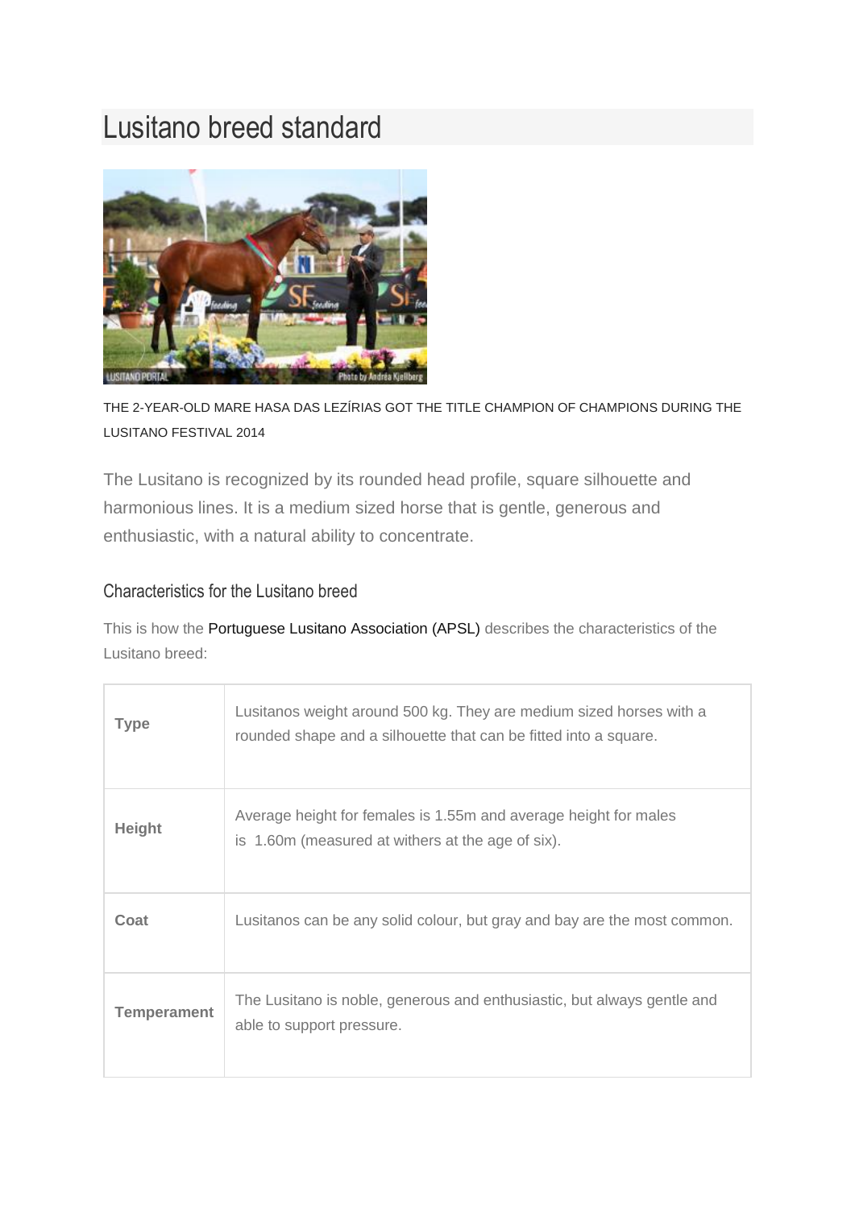# Lusitano breed standard

THE 2-YEAR-OLD MARE HASA DAS LEZÍRIAS GOT THE TITLE CHAMPION OF CHAMPIONS DURING THE LUSITANO FESTIVAL 2014

The Lusitano is recognized by its rounded head profile, square silhouette and harmonious lines. It is a medium sized horse that is gentle, generous and enthusiastic, with a natural ability to concentrate.

## Characteristics for the Lusitano breed

This is how the Portuguese Lusitano Association (APSL) describes the characteristics of the Lusitano breed:

| | |
|---|---|
| **Type** | Lusitanos weight around 500 kg. They are medium sized horses with a rounded shape and a silhouette that can be fitted into a square. |
| **Height** | Average height for females is 1.55m and average height for males is 1.60m (measured at withers at the age of six). |
| **Coat** | Lusitanos can be any solid colour, but gray and bay are the most common. |
| **Temperament** | The Lusitano is noble, generous and enthusiastic, but always gentle and able to support pressure. |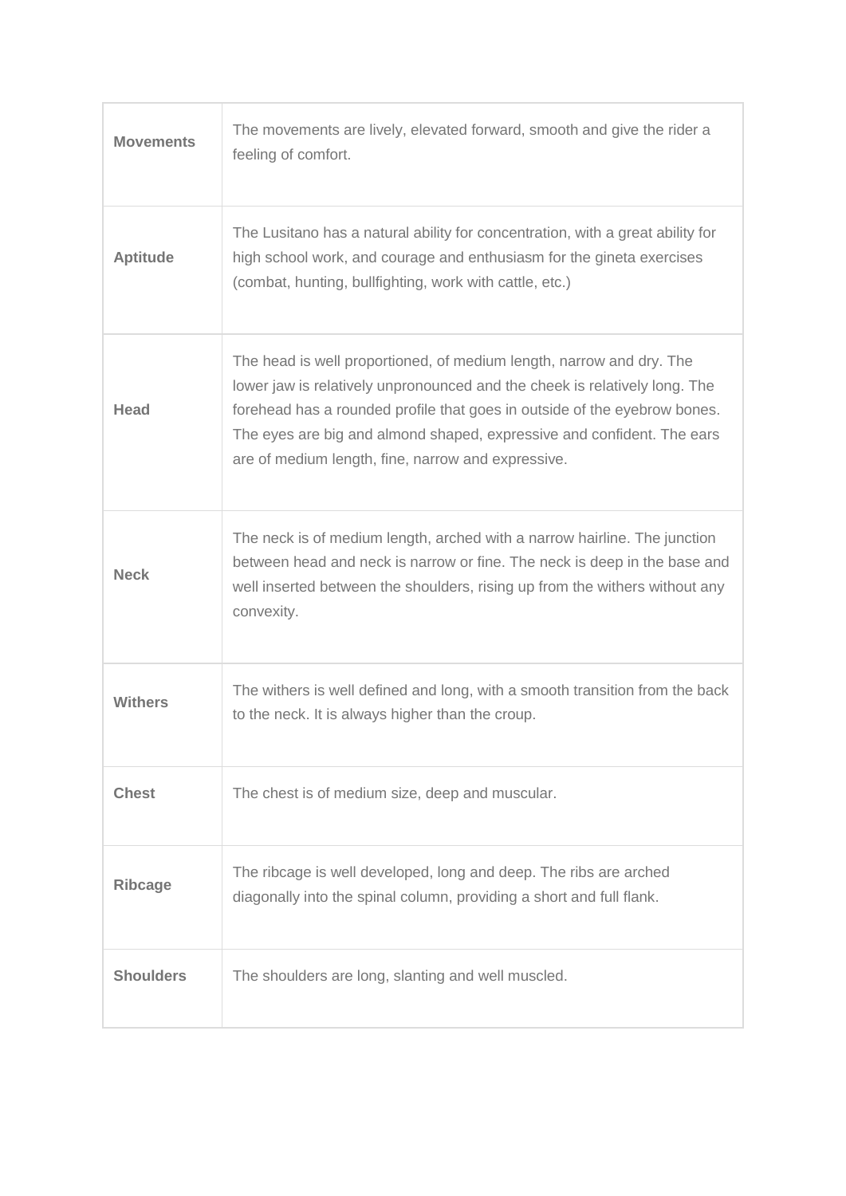| | |
|---|---|
| **Movements** | The movements are lively, elevated forward, smooth and give the rider a feeling of comfort. |
| **Aptitude** | The Lusitano has a natural ability for concentration, with a great ability for high school work, and courage and enthusiasm for the gineta exercises (combat, hunting, bullfighting, work with cattle, etc.) |
| **Head** | The head is well proportioned, of medium length, narrow and dry. The lower jaw is relatively unpronounced and the cheek is relatively long. The forehead has a rounded profile that goes in outside of the eyebrow bones. The eyes are big and almond shaped, expressive and confident. The ears are of medium length, fine, narrow and expressive. |
| **Neck** | The neck is of medium length, arched with a narrow hairline. The junction between head and neck is narrow or fine. The neck is deep in the base and well inserted between the shoulders, rising up from the withers without any convexity. |
| **Withers** | The withers is well defined and long, with a smooth transition from the back to the neck. It is always higher than the croup. |
| **Chest** | The chest is of medium size, deep and muscular. |
| **Ribcage** | The ribcage is well developed, long and deep. The ribs are arched diagonally into the spinal column, providing a short and full flank. |
| **Shoulders** | The shoulders are long, slanting and well muscled. |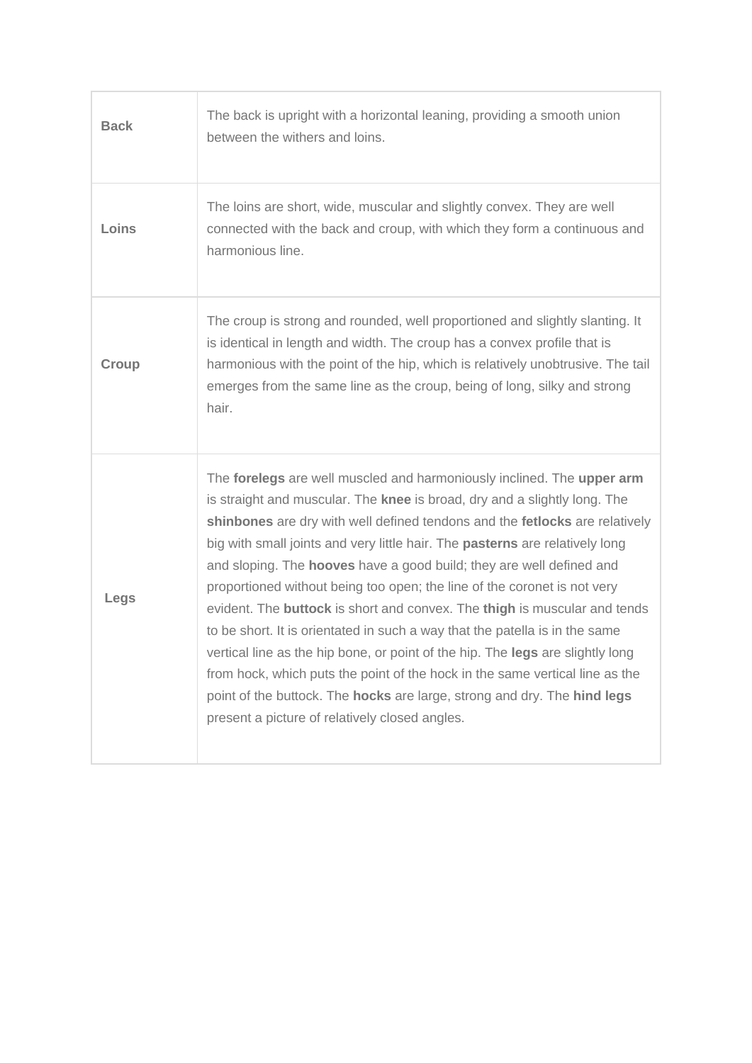| | |
|---|---|
| **Back** | The back is upright with a horizontal leaning, providing a smooth union between the withers and loins. |
| **Loins** | The loins are short, wide, muscular and slightly convex. They are well connected with the back and croup, with which they form a continuous and harmonious line. |
| **Croup** | The croup is strong and rounded, well proportioned and slightly slanting. It is identical in length and width. The croup has a convex profile that is harmonious with the point of the hip, which is relatively unobtrusive. The tail emerges from the same line as the croup, being of long, silky and strong hair. |
| **Legs** | The **forelegs** are well muscled and harmoniously inclined. The **upper arm** is straight and muscular. The **knee** is broad, dry and a slightly long. The **shinbones** are dry with well defined tendons and the **fetlocks** are relatively big with small joints and very little hair. The **pasterns** are relatively long and sloping. The **hooves** have a good build; they are well defined and proportioned without being too open; the line of the coronet is not very evident. The **buttock** is short and convex. The **thigh** is muscular and tends to be short. It is orientated in such a way that the patella is in the same vertical line as the hip bone, or point of the hip. The **legs** are slightly long from hock, which puts the point of the hock in the same vertical line as the point of the buttock. The **hocks** are large, strong and dry. The **hind legs** present a picture of relatively closed angles. |